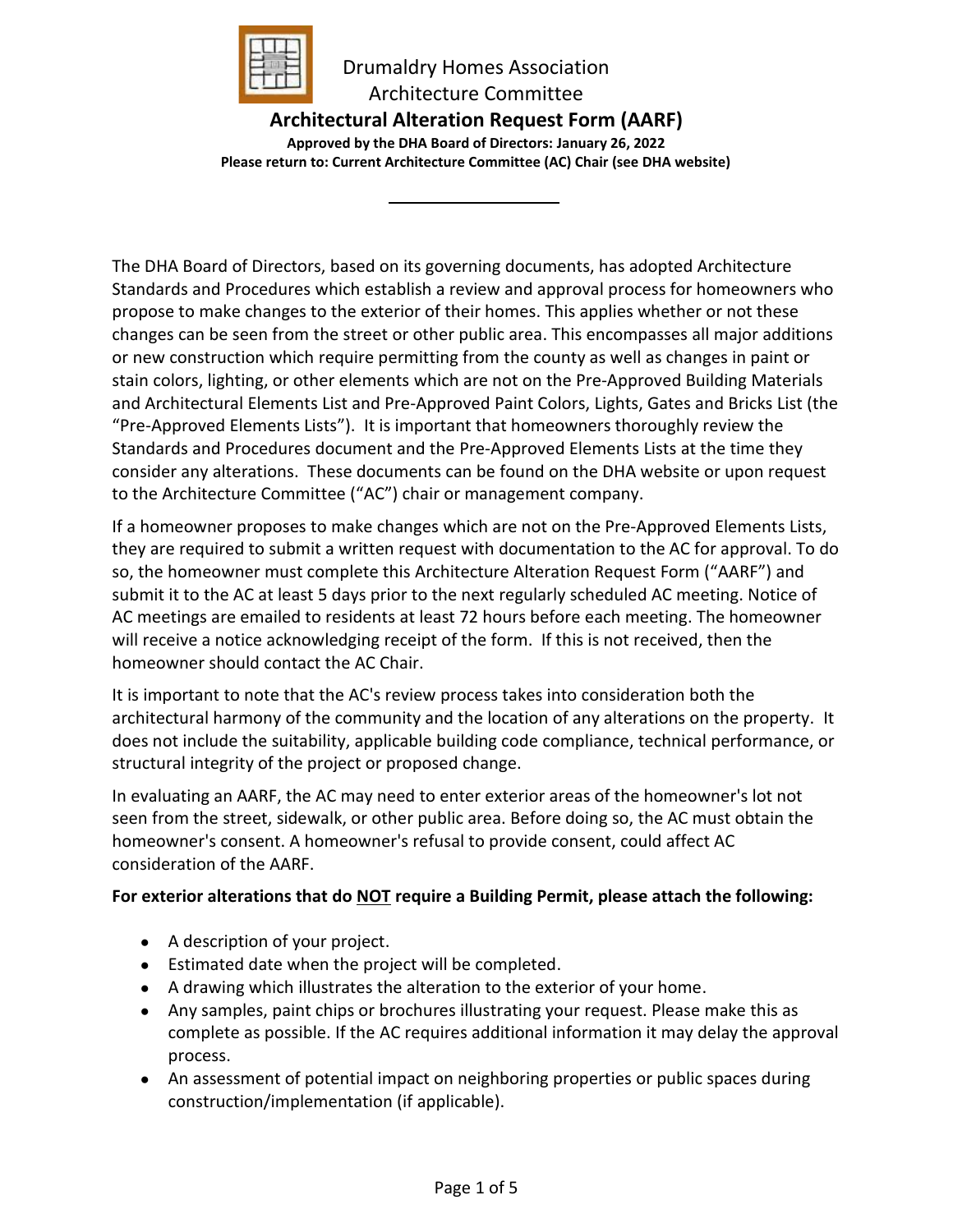Drumaldry Homes Association

Architecture Committee

# Architectural Alteration Request Form (AARF)

**Approved by the DHA Board of Directors: January 26, 2022**

**Please return to: Current Architecture Committee (AC) Chair (see DHA website)**

---

The DHA Board of Directors, based on its governing documents, has adopted Architecture Standards and Procedures which establish a review and approval process for homeowners who propose to make changes to the exterior of their homes. This applies whether or not these changes can be seen from the street or other public area. This encompasses all major additions or new construction which require permitting from the county as well as changes in paint or stain colors, lighting, or other elements which are not on the Pre-Approved Building Materials and Architectural Elements List and Pre-Approved Paint Colors, Lights, Gates and Bricks List (the "Pre-Approved Elements Lists"). It is important that homeowners thoroughly review the Standards and Procedures document and the Pre-Approved Elements Lists at the time they consider any alterations. These documents can be found on the DHA website or upon request to the Architecture Committee ("AC") chair or management company.

If a homeowner proposes to make changes which are not on the Pre-Approved Elements Lists, they are required to submit a written request with documentation to the AC for approval. To do so, the homeowner must complete this Architecture Alteration Request Form ("AARF") and submit it to the AC at least 5 days prior to the next regularly scheduled AC meeting. Notice of AC meetings are emailed to residents at least 72 hours before each meeting. The homeowner will receive a notice acknowledging receipt of the form. If this is not received, then the homeowner should contact the AC Chair.

It is important to note that the AC's review process takes into consideration both the architectural harmony of the community and the location of any alterations on the property. It does not include the suitability, applicable building code compliance, technical performance, or structural integrity of the project or proposed change.

In evaluating an AARF, the AC may need to enter exterior areas of the homeowner's lot not seen from the street, sidewalk, or other public area. Before doing so, the AC must obtain the homeowner's consent. A homeowner's refusal to provide consent, could affect AC consideration of the AARF.

**For exterior alterations that do <u>NOT</u> require a Building Permit, please attach the following:**

- A description of your project.
- Estimated date when the project will be completed.
- A drawing which illustrates the alteration to the exterior of your home.
- Any samples, paint chips or brochures illustrating your request. Please make this as complete as possible. If the AC requires additional information it may delay the approval process.
- An assessment of potential impact on neighboring properties or public spaces during construction/implementation (if applicable).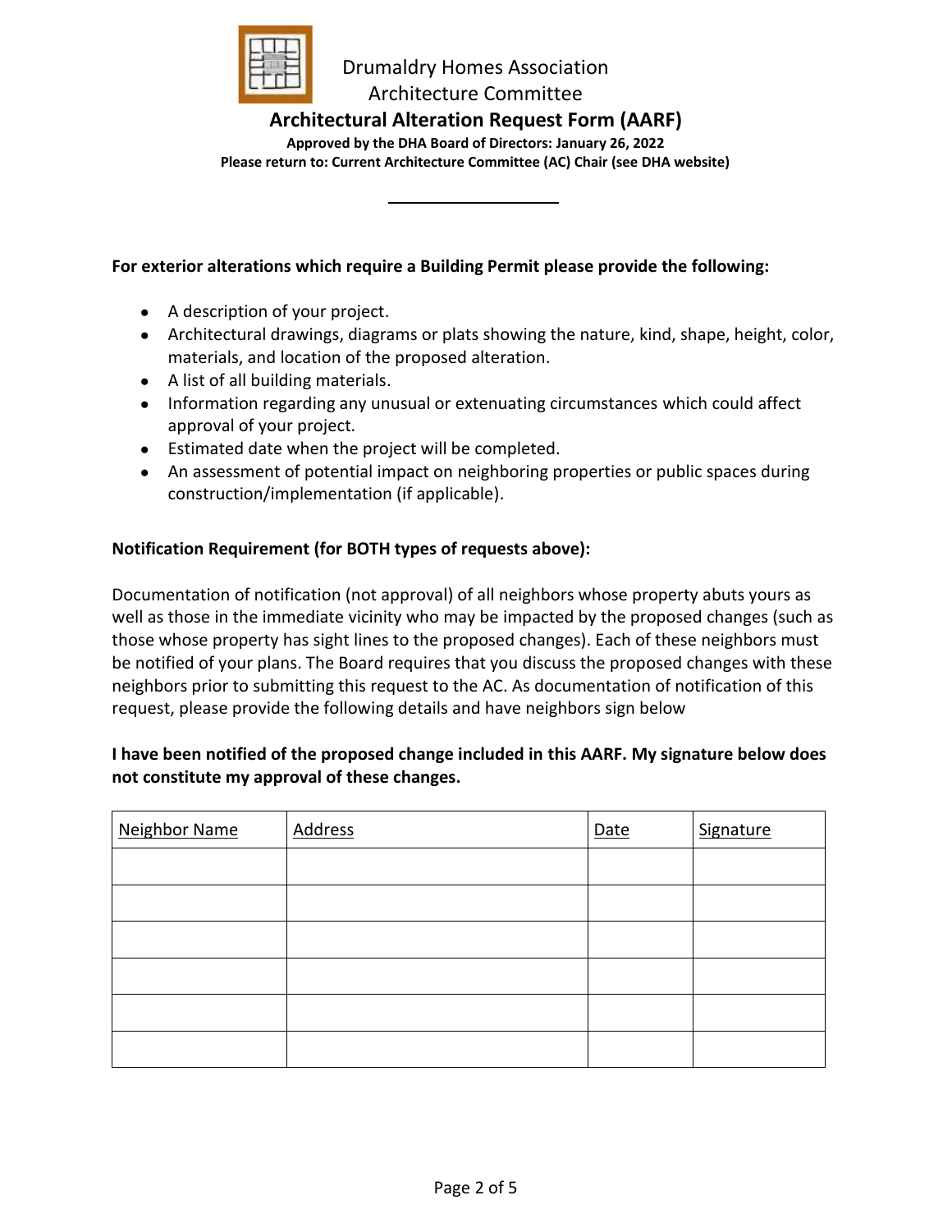Drumaldry Homes Association
Architecture Committee

# Architectural Alteration Request Form (AARF)

**Approved by the DHA Board of Directors: January 26, 2022**
**Please return to: Current Architecture Committee (AC) Chair (see DHA website)**

---

**For exterior alterations which require a Building Permit please provide the following:**

- A description of your project.
- Architectural drawings, diagrams or plats showing the nature, kind, shape, height, color, materials, and location of the proposed alteration.
- A list of all building materials.
- Information regarding any unusual or extenuating circumstances which could affect approval of your project.
- Estimated date when the project will be completed.
- An assessment of potential impact on neighboring properties or public spaces during construction/implementation (if applicable).

**Notification Requirement (for BOTH types of requests above):**

Documentation of notification (not approval) of all neighbors whose property abuts yours as well as those in the immediate vicinity who may be impacted by the proposed changes (such as those whose property has sight lines to the proposed changes). Each of these neighbors must be notified of your plans. The Board requires that you discuss the proposed changes with these neighbors prior to submitting this request to the AC. As documentation of notification of this request, please provide the following details and have neighbors sign below

**I have been notified of the proposed change included in this AARF. My signature below does not constitute my approval of these changes.**

| Neighbor Name | Address | Date | Signature |
|---|---|---|---|
| | | | |
| | | | |
| | | | |
| | | | |
| | | | |
| | | | |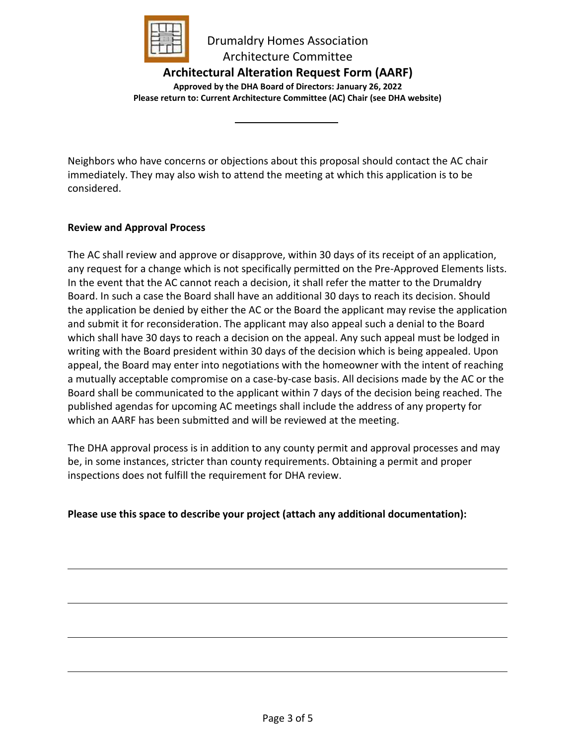Drumaldry Homes Association
Architecture Committee

**Architectural Alteration Request Form (AARF)**

**Approved by the DHA Board of Directors: January 26, 2022**
**Please return to: Current Architecture Committee (AC) Chair (see DHA website)**

---

Neighbors who have concerns or objections about this proposal should contact the AC chair immediately. They may also wish to attend the meeting at which this application is to be considered.

**Review and Approval Process**

The AC shall review and approve or disapprove, within 30 days of its receipt of an application, any request for a change which is not specifically permitted on the Pre-Approved Elements lists. In the event that the AC cannot reach a decision, it shall refer the matter to the Drumaldry Board. In such a case the Board shall have an additional 30 days to reach its decision. Should the application be denied by either the AC or the Board the applicant may revise the application and submit it for reconsideration. The applicant may also appeal such a denial to the Board which shall have 30 days to reach a decision on the appeal. Any such appeal must be lodged in writing with the Board president within 30 days of the decision which is being appealed. Upon appeal, the Board may enter into negotiations with the homeowner with the intent of reaching a mutually acceptable compromise on a case-by-case basis. All decisions made by the AC or the Board shall be communicated to the applicant within 7 days of the decision being reached. The published agendas for upcoming AC meetings shall include the address of any property for which an AARF has been submitted and will be reviewed at the meeting.

The DHA approval process is in addition to any county permit and approval processes and may be, in some instances, stricter than county requirements. Obtaining a permit and proper inspections does not fulfill the requirement for DHA review.

**Please use this space to describe your project (attach any additional documentation):**

______________________________________________________________________

______________________________________________________________________

______________________________________________________________________

______________________________________________________________________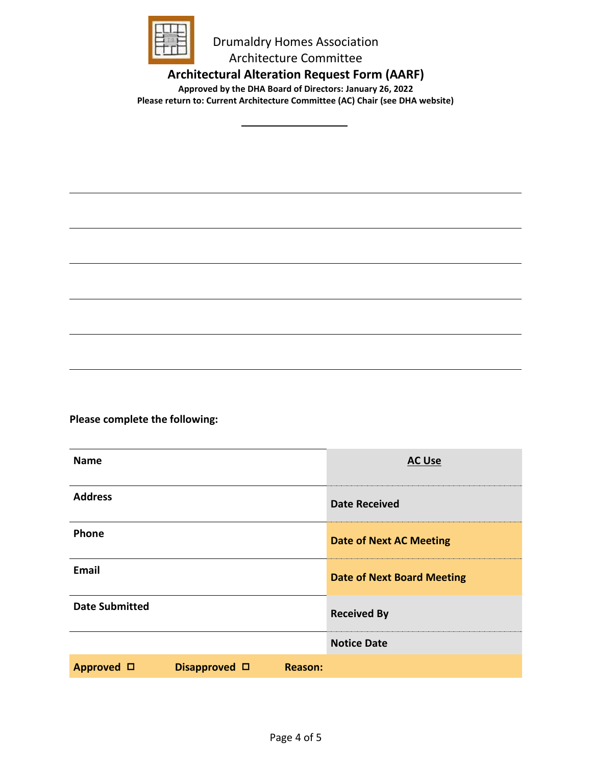Drumaldry Homes Association
Architecture Committee

## Architectural Alteration Request Form (AARF)

**Approved by the DHA Board of Directors: January 26, 2022**
**Please return to: Current Architecture Committee (AC) Chair (see DHA website)**

**Please complete the following:**

| **Name** | **AC Use** |
|---|---|
| **Address** | **Date Received** |
| **Phone** | **Date of Next AC Meeting** |
| **Email** | **Date of Next Board Meeting** |
| **Date Submitted** | **Received By** |
| | **Notice Date** |

**Approved** ☐ **Disapproved** ☐ **Reason:**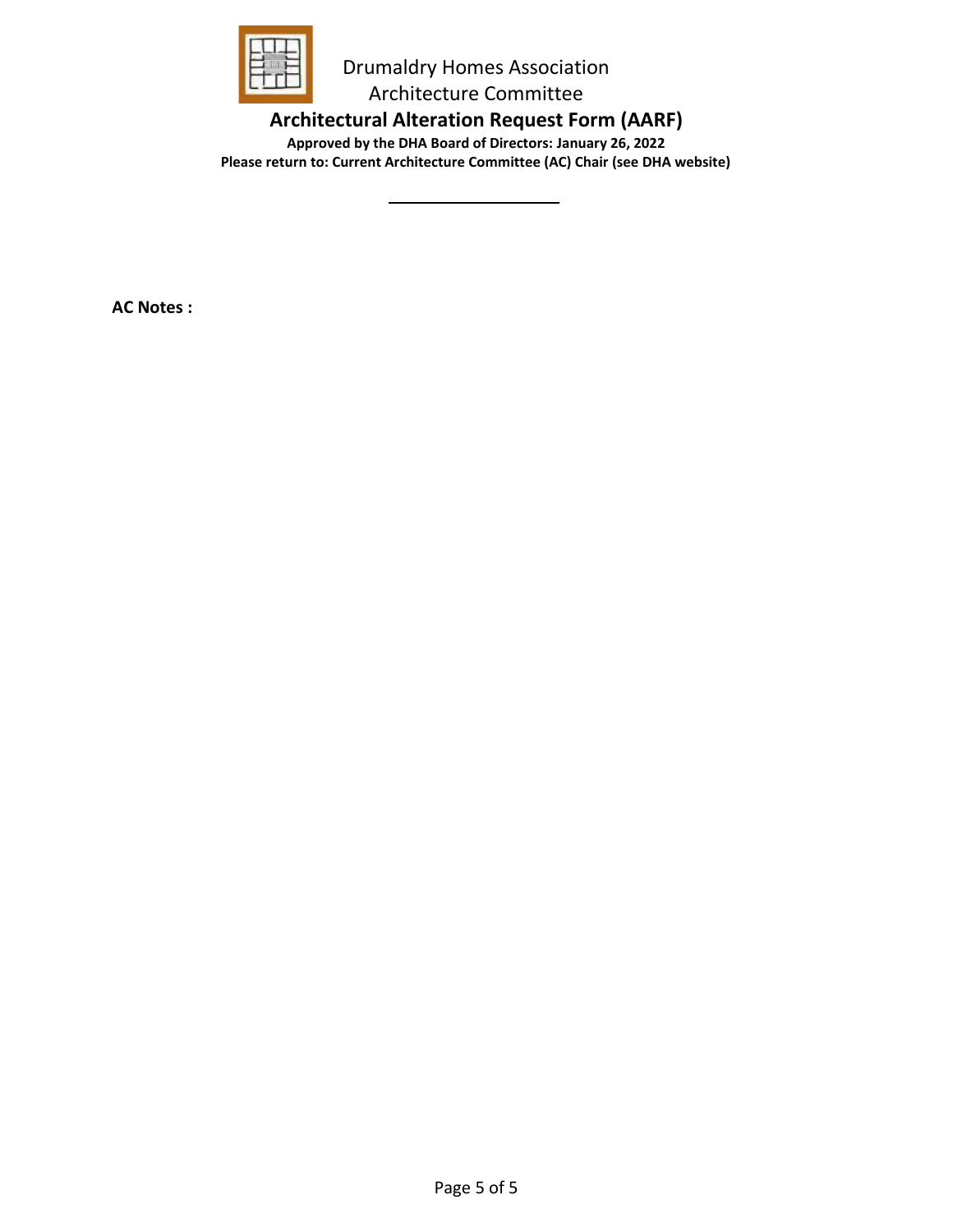Drumaldry Homes Association
Architecture Committee

# Architectural Alteration Request Form (AARF)

**Approved by the DHA Board of Directors: January 26, 2022**
**Please return to: Current Architecture Committee (AC) Chair (see DHA website)**

---

**AC Notes :**